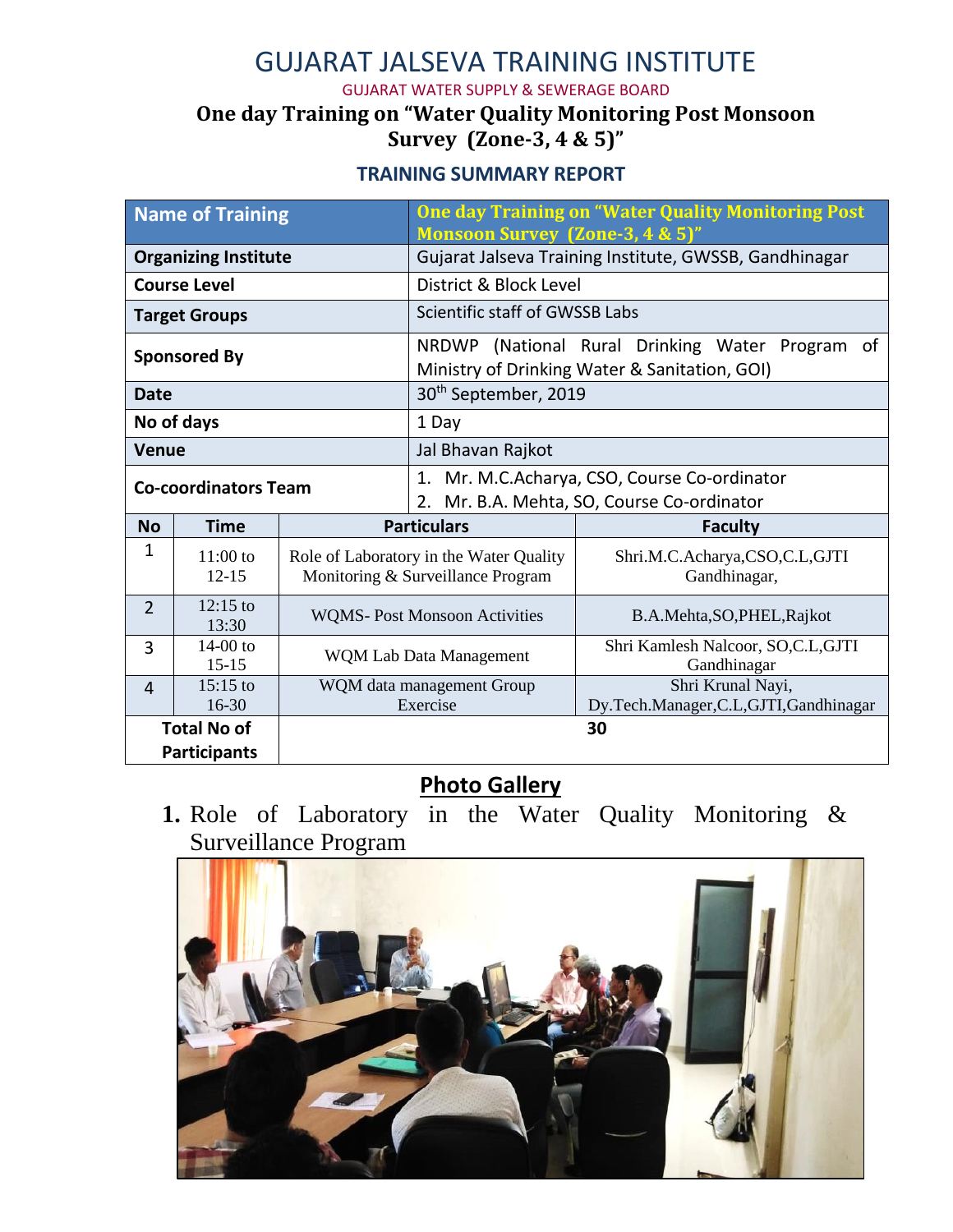# GUJARAT JALSEVA TRAINING INSTITUTE

GUJARAT WATER SUPPLY & SEWERAGE BOARD

## One day Training on "Water Quality Monitoring Post Monsoon Survey (Zone-3, 4 & 5)"

### TRAINING SUMMARY REPORT

| Name of Training | One day Training on "Water Quality Monitoring Post Monsoon Survey (Zone-3, 4 & 5)" |
|---|---|
| Organizing Institute | Gujarat Jalseva Training Institute, GWSSB, Gandhinagar |
| Course Level | District & Block Level |
| Target Groups | Scientific staff of GWSSB Labs |
| Sponsored By | NRDWP (National Rural Drinking Water Program of Ministry of Drinking Water & Sanitation, GOI) |
| Date | 30th September, 2019 |
| No of days | 1 Day |
| Venue | Jal Bhavan Rajkot |
| Co-coordinators Team | 1. Mr. M.C.Acharya, CSO, Course Co-ordinator<br>2. Mr. B.A. Mehta, SO, Course Co-ordinator |

| No | Time | Particulars | Faculty |
|---|---|---|---|
| 1 | 11:00 to 12-15 | Role of Laboratory in the Water Quality Monitoring & Surveillance Program | Shri.M.C.Acharya,CSO,C.L,GJTI Gandhinagar, |
| 2 | 12:15 to 13:30 | WQMS- Post Monsoon Activities | B.A.Mehta,SO,PHEL,Rajkot |
| 3 | 14-00 to 15-15 | WQM Lab Data Management | Shri Kamlesh Nalcoor, SO,C.L,GJTI Gandhinagar |
| 4 | 15:15 to 16-30 | WQM data management Group Exercise | Shri Krunal Nayi, Dy.Tech.Manager,C.L,GJTI,Gandhinagar |
| Total No of Participants | | 30 | |

## Photo Gallery

1. Role of Laboratory in the Water Quality Monitoring & Surveillance Program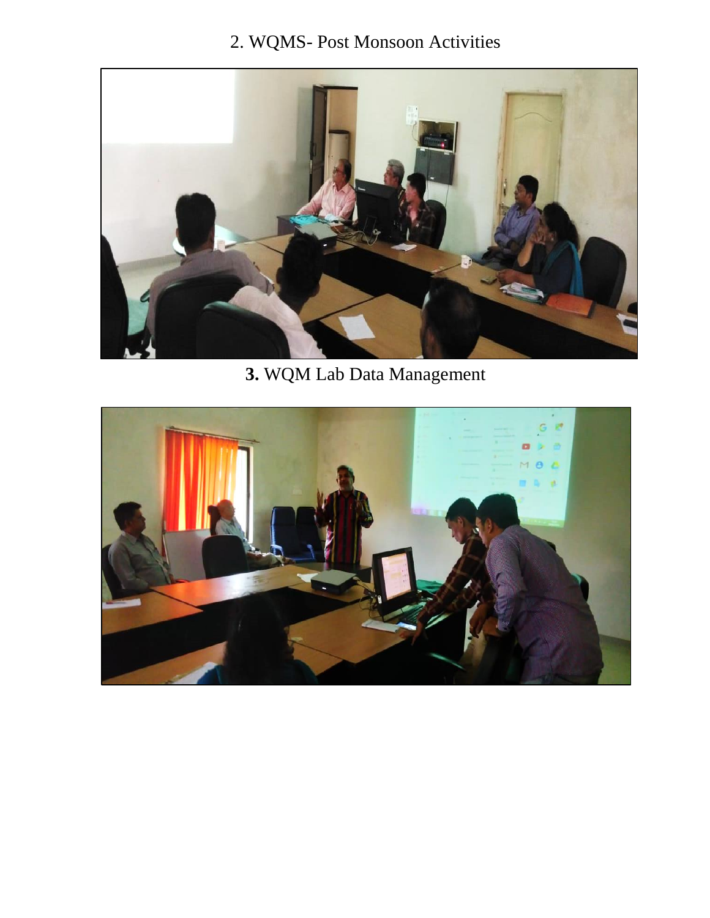2. WQMS- Post Monsoon Activities

**3.** WQM Lab Data Management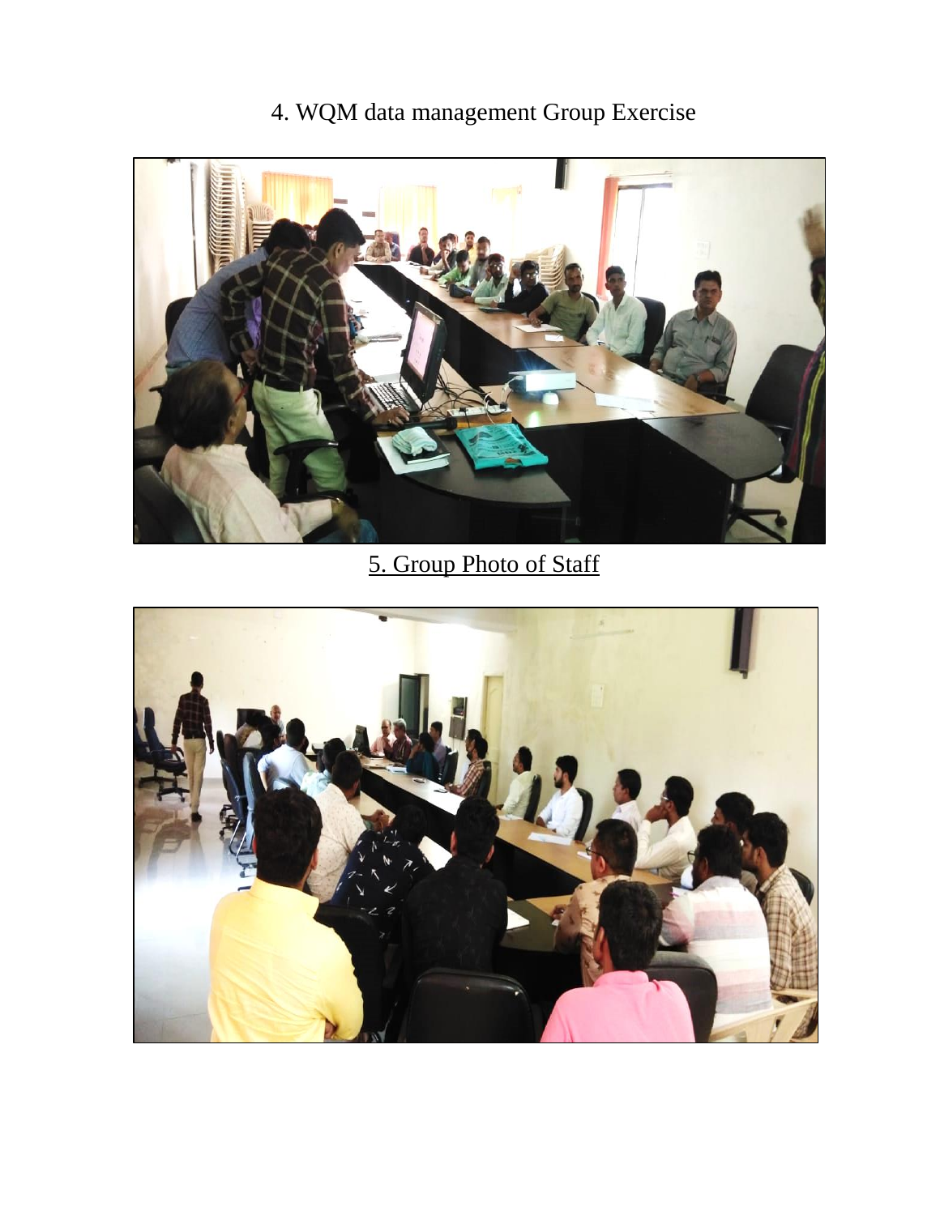4. WQM data management Group Exercise

<u>5. Group Photo of Staff</u>